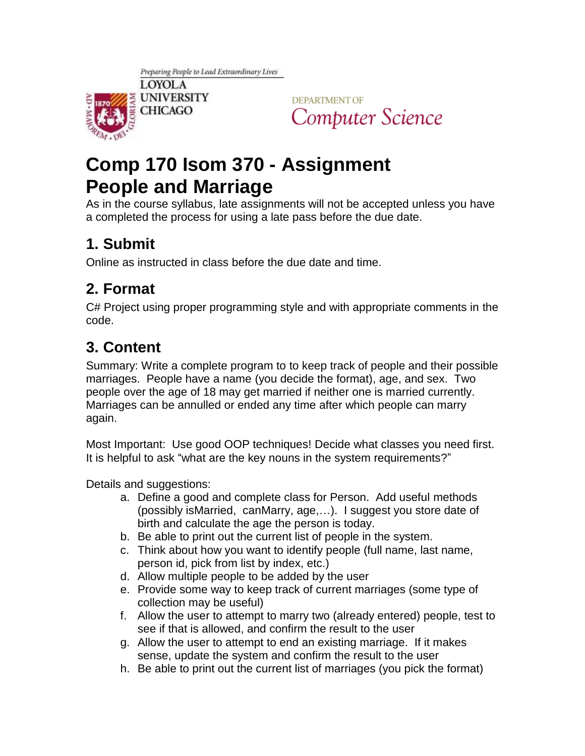Preparing People to Lead Extraordinary Lives

LOYOLA UNIVERSITY CHICAGO

DEPARTMENT OF Computer Science

# Comp 170 Isom 370 - Assignment People and Marriage

As in the course syllabus, late assignments will not be accepted unless you have a completed the process for using a late pass before the due date.

## 1. Submit

Online as instructed in class before the due date and time.

## 2. Format

C# Project using proper programming style and with appropriate comments in the code.

## 3. Content

Summary: Write a complete program to to keep track of people and their possible marriages. People have a name (you decide the format), age, and sex. Two people over the age of 18 may get married if neither one is married currently. Marriages can be annulled or ended any time after which people can marry again.

Most Important: Use good OOP techniques! Decide what classes you need first. It is helpful to ask "what are the key nouns in the system requirements?"

Details and suggestions:

a. Define a good and complete class for Person. Add useful methods (possibly isMarried, canMarry, age,…). I suggest you store date of birth and calculate the age the person is today.
b. Be able to print out the current list of people in the system.
c. Think about how you want to identify people (full name, last name, person id, pick from list by index, etc.)
d. Allow multiple people to be added by the user
e. Provide some way to keep track of current marriages (some type of collection may be useful)
f. Allow the user to attempt to marry two (already entered) people, test to see if that is allowed, and confirm the result to the user
g. Allow the user to attempt to end an existing marriage. If it makes sense, update the system and confirm the result to the user
h. Be able to print out the current list of marriages (you pick the format)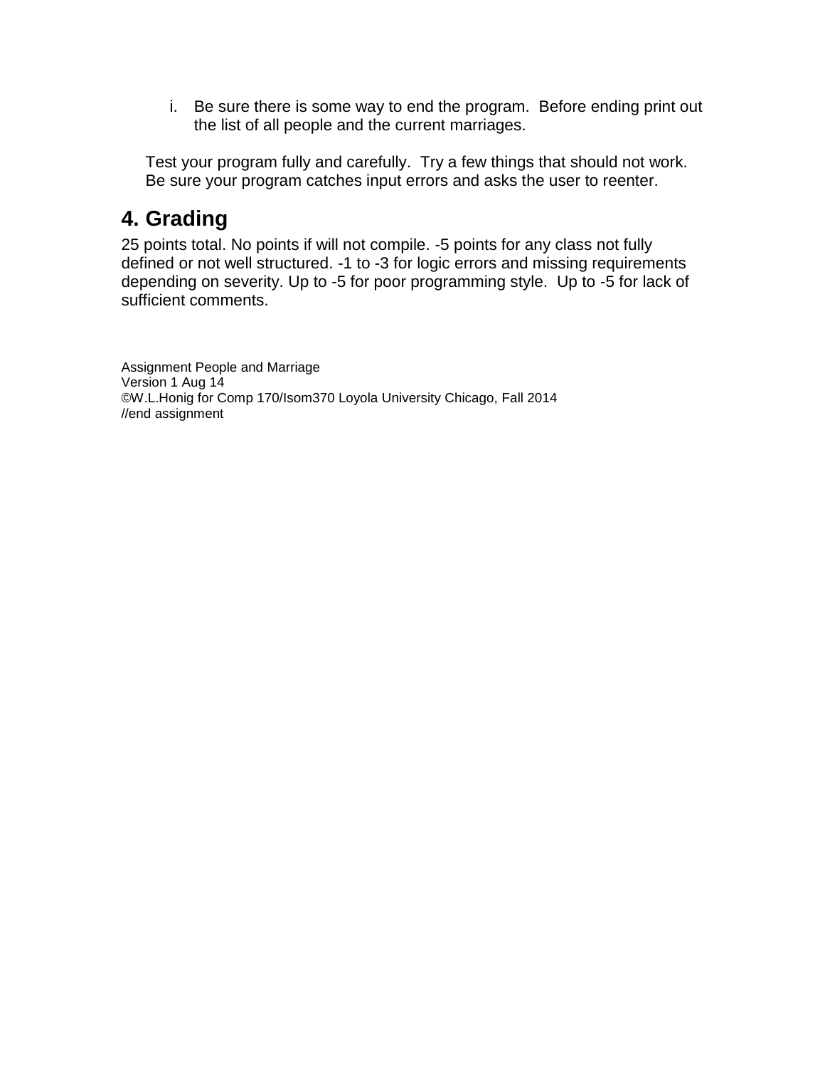i. Be sure there is some way to end the program. Before ending print out the list of all people and the current marriages.

Test your program fully and carefully. Try a few things that should not work. Be sure your program catches input errors and asks the user to reenter.

## 4. Grading

25 points total. No points if will not compile. -5 points for any class not fully defined or not well structured. -1 to -3 for logic errors and missing requirements depending on severity. Up to -5 for poor programming style. Up to -5 for lack of sufficient comments.

Assignment People and Marriage
Version 1 Aug 14
©W.L.Honig for Comp 170/Isom370 Loyola University Chicago, Fall 2014
//end assignment